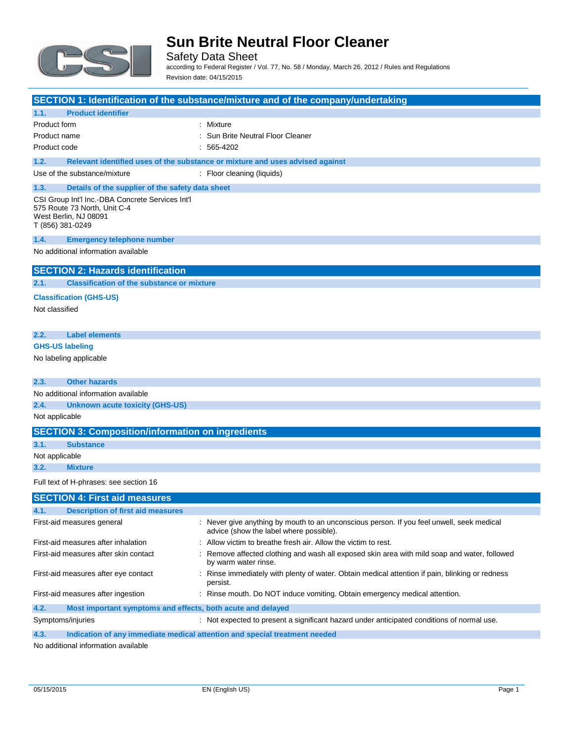# Sun Brite Neutral Floor Cleaner

Safety Data Sheet

according to Federal Register / Vol. 77, No. 58 / Monday, March 26, 2012 / Rules and Regulations

Revision date: 04/15/2015

## SECTION 1: Identification of the substance/mixture and of the company/undertaking

### 1.1. Product identifier

| | |
|---|---|
| Product form | : Mixture |
| Product name | : Sun Brite Neutral Floor Cleaner |
| Product code | : 565-4202 |

### 1.2. Relevant identified uses of the substance or mixture and uses advised against

| | |
|---|---|
| Use of the substance/mixture | : Floor cleaning (liquids) |

### 1.3. Details of the supplier of the safety data sheet

CSI Group Int'l Inc.-DBA Concrete Services Int'l
575 Route 73 North, Unit C-4
West Berlin, NJ 08091
T (856) 381-0249

### 1.4. Emergency telephone number

No additional information available

## SECTION 2: Hazards identification

### 2.1. Classification of the substance or mixture

**Classification (GHS-US)**

Not classified

### 2.2. Label elements

**GHS-US labeling**

No labeling applicable

### 2.3. Other hazards

No additional information available

### 2.4. Unknown acute toxicity (GHS-US)

Not applicable

## SECTION 3: Composition/information on ingredients

### 3.1. Substance

Not applicable

### 3.2. Mixture

Full text of H-phrases: see section 16

## SECTION 4: First aid measures

### 4.1. Description of first aid measures

| | |
|---|---|
| First-aid measures general | : Never give anything by mouth to an unconscious person. If you feel unwell, seek medical advice (show the label where possible). |
| First-aid measures after inhalation | : Allow victim to breathe fresh air. Allow the victim to rest. |
| First-aid measures after skin contact | : Remove affected clothing and wash all exposed skin area with mild soap and water, followed by warm water rinse. |
| First-aid measures after eye contact | : Rinse immediately with plenty of water. Obtain medical attention if pain, blinking or redness persist. |
| First-aid measures after ingestion | : Rinse mouth. Do NOT induce vomiting. Obtain emergency medical attention. |

### 4.2. Most important symptoms and effects, both acute and delayed

| | |
|---|---|
| Symptoms/injuries | : Not expected to present a significant hazard under anticipated conditions of normal use. |

### 4.3. Indication of any immediate medical attention and special treatment needed

No additional information available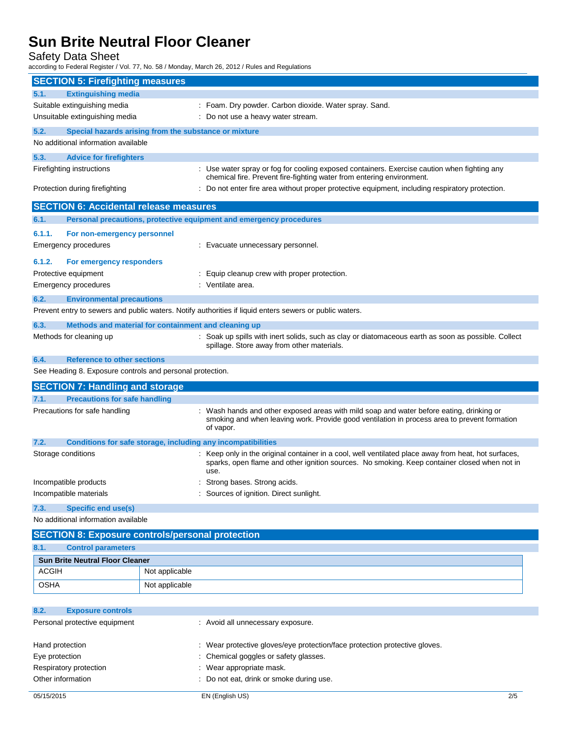## SECTION 5: Firefighting measures

### 5.1. Extinguishing media

Suitable extinguishing media : Foam. Dry powder. Carbon dioxide. Water spray. Sand.

Unsuitable extinguishing media : Do not use a heavy water stream.

### 5.2. Special hazards arising from the substance or mixture

No additional information available

### 5.3. Advice for firefighters

Firefighting instructions : Use water spray or fog for cooling exposed containers. Exercise caution when fighting any chemical fire. Prevent fire-fighting water from entering environment.

Protection during firefighting : Do not enter fire area without proper protective equipment, including respiratory protection.

## SECTION 6: Accidental release measures

### 6.1. Personal precautions, protective equipment and emergency procedures

#### 6.1.1. For non-emergency personnel

Emergency procedures : Evacuate unnecessary personnel.

#### 6.1.2. For emergency responders

Protective equipment : Equip cleanup crew with proper protection.

Emergency procedures : Ventilate area.

### 6.2. Environmental precautions

Prevent entry to sewers and public waters. Notify authorities if liquid enters sewers or public waters.

### 6.3. Methods and material for containment and cleaning up

Methods for cleaning up : Soak up spills with inert solids, such as clay or diatomaceous earth as soon as possible. Collect spillage. Store away from other materials.

### 6.4. Reference to other sections

See Heading 8. Exposure controls and personal protection.

## SECTION 7: Handling and storage

### 7.1. Precautions for safe handling

Precautions for safe handling : Wash hands and other exposed areas with mild soap and water before eating, drinking or smoking and when leaving work. Provide good ventilation in process area to prevent formation of vapor.

### 7.2. Conditions for safe storage, including any incompatibilities

Storage conditions : Keep only in the original container in a cool, well ventilated place away from heat, hot surfaces, sparks, open flame and other ignition sources. No smoking. Keep container closed when not in use.

Incompatible products : Strong bases. Strong acids.

Incompatible materials : Sources of ignition. Direct sunlight.

### 7.3. Specific end use(s)

No additional information available

## SECTION 8: Exposure controls/personal protection

### 8.1. Control parameters

| Sun Brite Neutral Floor Cleaner | |
|---|---|
| ACGIH | Not applicable |
| OSHA | Not applicable |

### 8.2. Exposure controls

Personal protective equipment : Avoid all unnecessary exposure.

Hand protection : Wear protective gloves/eye protection/face protection protective gloves.

Eye protection : Chemical goggles or safety glasses.

Respiratory protection : Wear appropriate mask.

Other information : Do not eat, drink or smoke during use.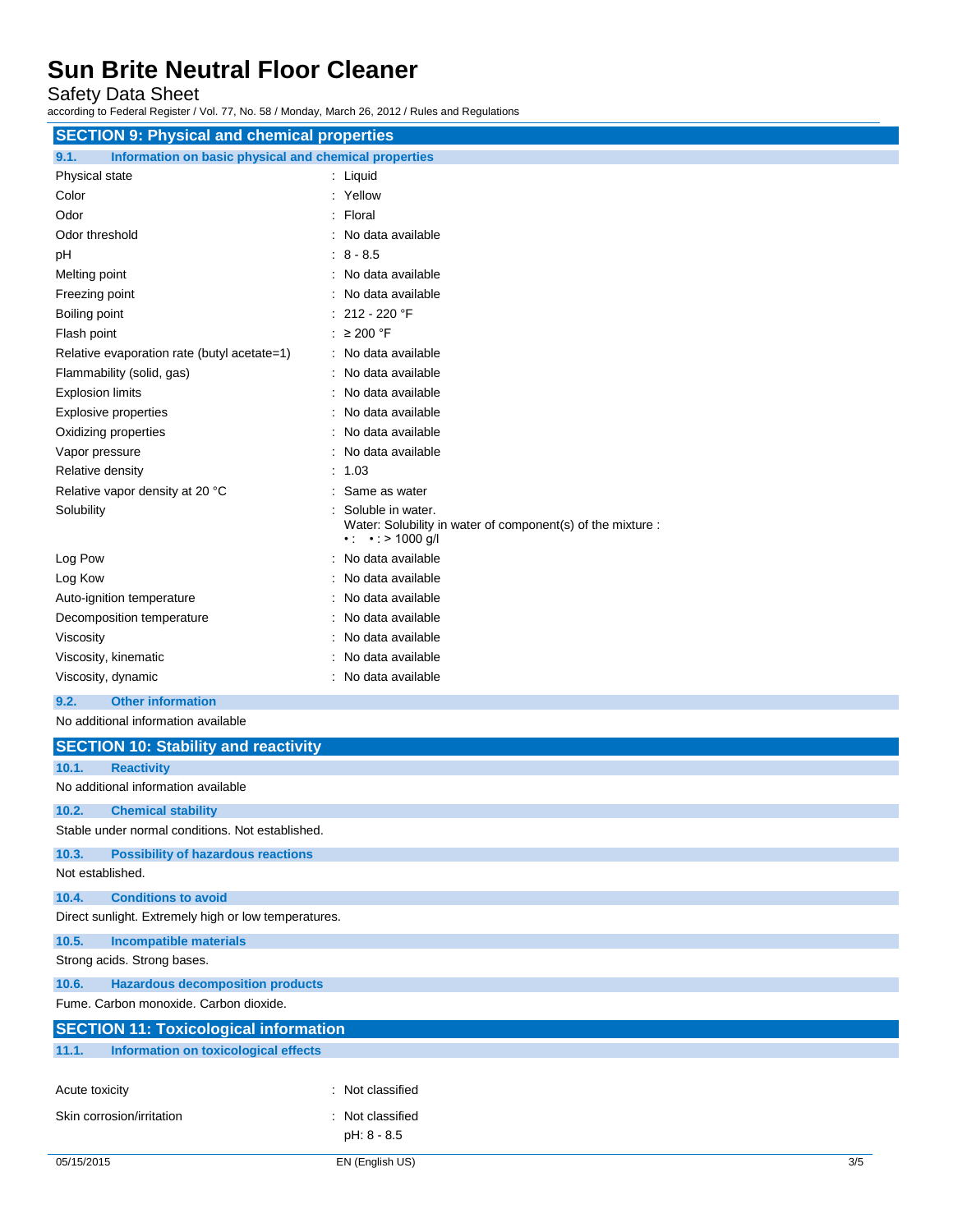## SECTION 9: Physical and chemical properties

### 9.1. Information on basic physical and chemical properties

| Property | Value |
| --- | --- |
| Physical state | Liquid |
| Color | Yellow |
| Odor | Floral |
| Odor threshold | No data available |
| pH | 8 - 8.5 |
| Melting point | No data available |
| Freezing point | No data available |
| Boiling point | 212 - 220 °F |
| Flash point | ≥ 200 °F |
| Relative evaporation rate (butyl acetate=1) | No data available |
| Flammability (solid, gas) | No data available |
| Explosion limits | No data available |
| Explosive properties | No data available |
| Oxidizing properties | No data available |
| Vapor pressure | No data available |
| Relative density | 1.03 |
| Relative vapor density at 20 °C | Same as water |
| Solubility | Soluble in water.<br>Water: Solubility in water of component(s) of the mixture :<br>• : • : > 1000 g/l |
| Log Pow | No data available |
| Log Kow | No data available |
| Auto-ignition temperature | No data available |
| Decomposition temperature | No data available |
| Viscosity | No data available |
| Viscosity, kinematic | No data available |
| Viscosity, dynamic | No data available |

### 9.2. Other information

No additional information available

## SECTION 10: Stability and reactivity

### 10.1. Reactivity

No additional information available

### 10.2. Chemical stability

Stable under normal conditions. Not established.

### 10.3. Possibility of hazardous reactions

Not established.

### 10.4. Conditions to avoid

Direct sunlight. Extremely high or low temperatures.

### 10.5. Incompatible materials

Strong acids. Strong bases.

### 10.6. Hazardous decomposition products

Fume. Carbon monoxide. Carbon dioxide.

## SECTION 11: Toxicological information

### 11.1. Information on toxicological effects

| Effect | Classification |
| --- | --- |
| Acute toxicity | Not classified |
| Skin corrosion/irritation | Not classified<br>pH: 8 - 8.5 |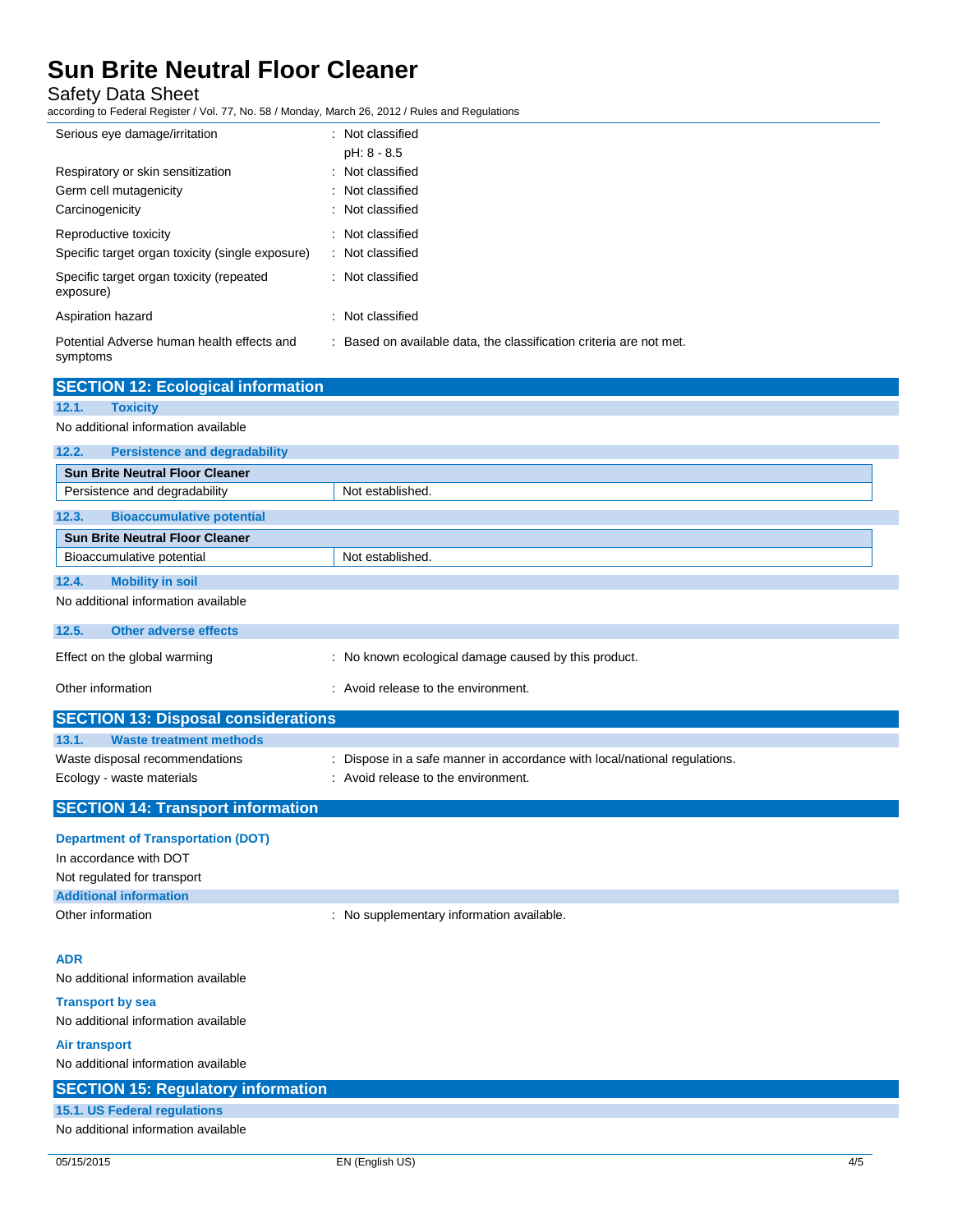| | |
|---|---|
| Serious eye damage/irritation | : Not classified<br>pH: 8 - 8.5 |
| Respiratory or skin sensitization | : Not classified |
| Germ cell mutagenicity | : Not classified |
| Carcinogenicity | : Not classified |
| Reproductive toxicity | : Not classified |
| Specific target organ toxicity (single exposure) | : Not classified |
| Specific target organ toxicity (repeated exposure) | : Not classified |
| Aspiration hazard | : Not classified |
| Potential Adverse human health effects and symptoms | : Based on available data, the classification criteria are not met. |

## SECTION 12: Ecological information

### 12.1. Toxicity

No additional information available

### 12.2. Persistence and degradability

| Sun Brite Neutral Floor Cleaner | |
|---|---|
| Persistence and degradability | Not established. |

### 12.3. Bioaccumulative potential

| Sun Brite Neutral Floor Cleaner | |
|---|---|
| Bioaccumulative potential | Not established. |

### 12.4. Mobility in soil

No additional information available

### 12.5. Other adverse effects

| | |
|---|---|
| Effect on the global warming | : No known ecological damage caused by this product. |
| Other information | : Avoid release to the environment. |

## SECTION 13: Disposal considerations

### 13.1. Waste treatment methods

| | |
|---|---|
| Waste disposal recommendations | : Dispose in a safe manner in accordance with local/national regulations. |
| Ecology - waste materials | : Avoid release to the environment. |

## SECTION 14: Transport information

**Department of Transportation (DOT)**

In accordance with DOT

Not regulated for transport

**Additional information**

| | |
|---|---|
| Other information | : No supplementary information available. |

**ADR**

No additional information available

**Transport by sea**

No additional information available

**Air transport**

No additional information available

## SECTION 15: Regulatory information

### 15.1. US Federal regulations

No additional information available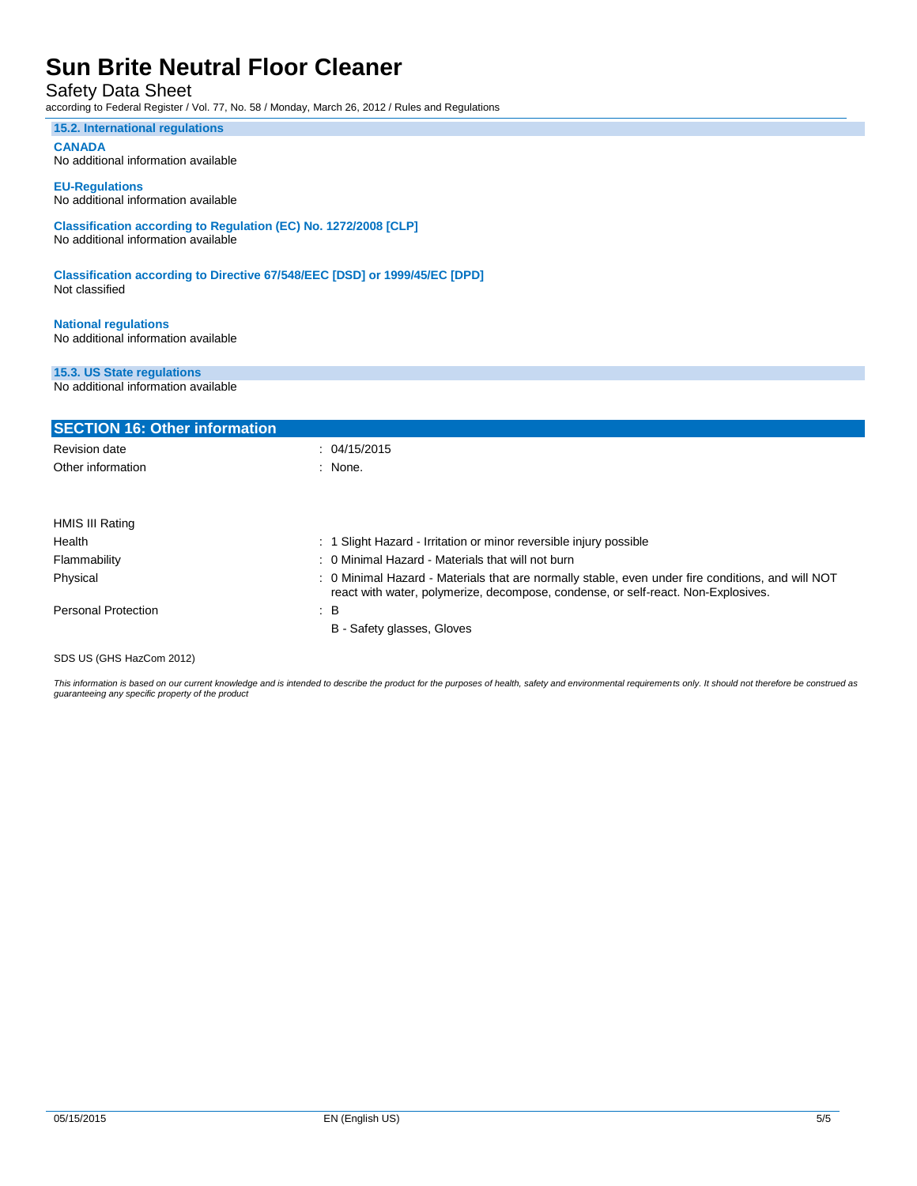### 15.2. International regulations

**CANADA**
No additional information available

**EU-Regulations**
No additional information available

**Classification according to Regulation (EC) No. 1272/2008 [CLP]**
No additional information available

**Classification according to Directive 67/548/EEC [DSD] or 1999/45/EC [DPD]**
Not classified

**National regulations**
No additional information available

### 15.3. US State regulations

No additional information available

## SECTION 16: Other information

| | |
|---|---|
| Revision date | : 04/15/2015 |
| Other information | : None. |

| | |
|---|---|
| HMIS III Rating | |
| Health | : 1 Slight Hazard - Irritation or minor reversible injury possible |
| Flammability | : 0 Minimal Hazard - Materials that will not burn |
| Physical | : 0 Minimal Hazard - Materials that are normally stable, even under fire conditions, and will NOT react with water, polymerize, decompose, condense, or self-react. Non-Explosives. |
| Personal Protection | : B<br>B - Safety glasses, Gloves |

SDS US (GHS HazCom 2012)

*This information is based on our current knowledge and is intended to describe the product for the purposes of health, safety and environmental requirements only. It should not therefore be construed as guaranteeing any specific property of the product*